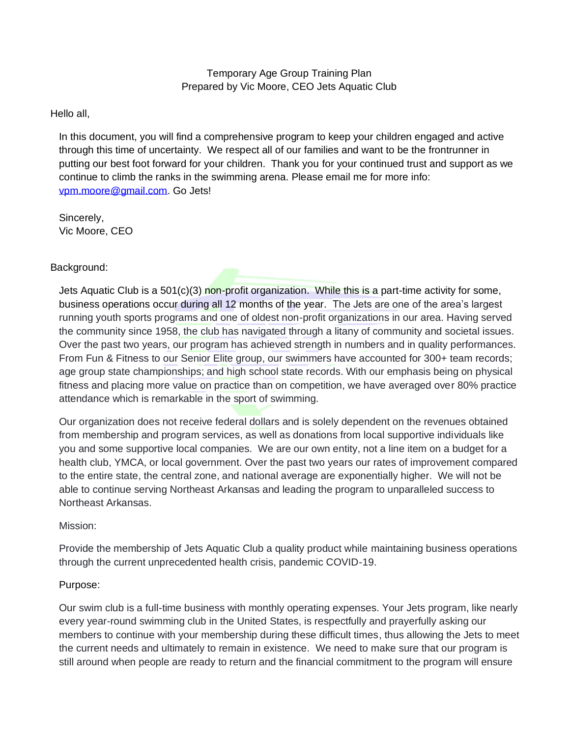Temporary Age Group Training Plan
Prepared by Vic Moore, CEO Jets Aquatic Club

Hello all,

In this document, you will find a comprehensive program to keep your children engaged and active through this time of uncertainty. We respect all of our families and want to be the frontrunner in putting our best foot forward for your children. Thank you for your continued trust and support as we continue to climb the ranks in the swimming arena. Please email me for more info: vpm.moore@gmail.com. Go Jets!

Sincerely,
Vic Moore, CEO

Background:

Jets Aquatic Club is a 501(c)(3) non-profit organization. While this is a part-time activity for some, business operations occur during all 12 months of the year. The Jets are one of the area's largest running youth sports programs and one of oldest non-profit organizations in our area. Having served the community since 1958, the club has navigated through a litany of community and societal issues. Over the past two years, our program has achieved strength in numbers and in quality performances. From Fun & Fitness to our Senior Elite group, our swimmers have accounted for 300+ team records; age group state championships; and high school state records. With our emphasis being on physical fitness and placing more value on practice than on competition, we have averaged over 80% practice attendance which is remarkable in the sport of swimming.

Our organization does not receive federal dollars and is solely dependent on the revenues obtained from membership and program services, as well as donations from local supportive individuals like you and some supportive local companies. We are our own entity, not a line item on a budget for a health club, YMCA, or local government. Over the past two years our rates of improvement compared to the entire state, the central zone, and national average are exponentially higher. We will not be able to continue serving Northeast Arkansas and leading the program to unparalleled success to Northeast Arkansas.

Mission:

Provide the membership of Jets Aquatic Club a quality product while maintaining business operations through the current unprecedented health crisis, pandemic COVID-19.

Purpose:

Our swim club is a full-time business with monthly operating expenses. Your Jets program, like nearly every year-round swimming club in the United States, is respectfully and prayerfully asking our members to continue with your membership during these difficult times, thus allowing the Jets to meet the current needs and ultimately to remain in existence. We need to make sure that our program is still around when people are ready to return and the financial commitment to the program will ensure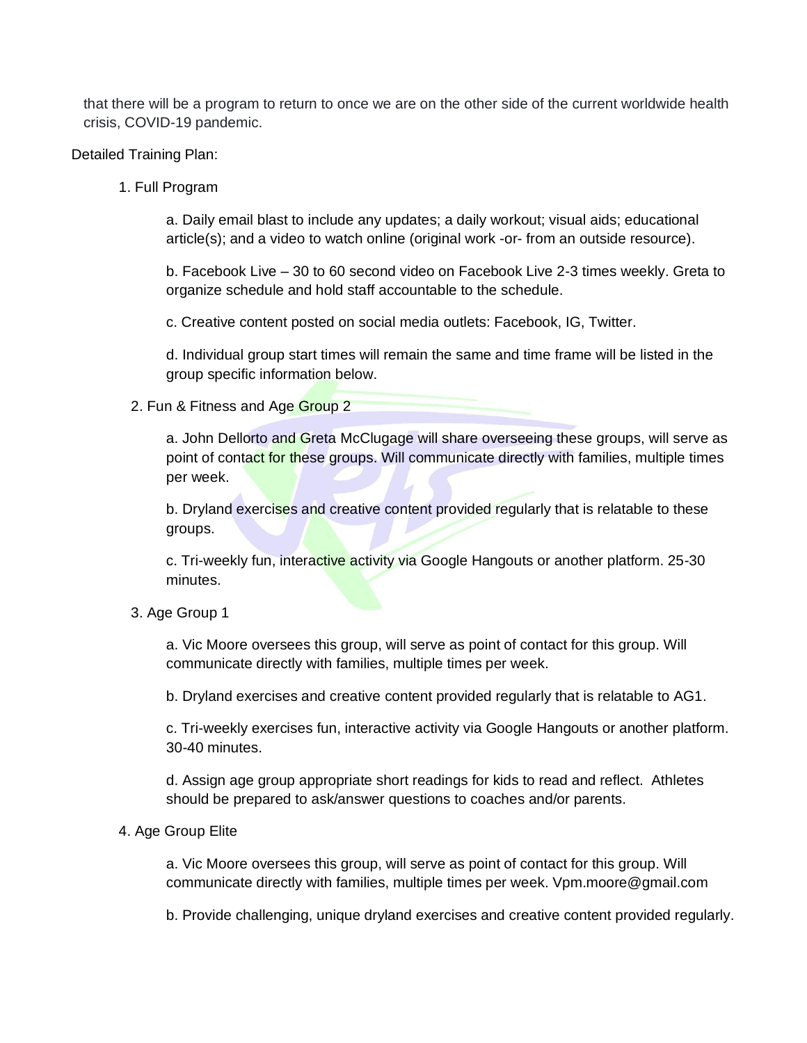that there will be a program to return to once we are on the other side of the current worldwide health crisis, COVID-19 pandemic.

Detailed Training Plan:

1. Full Program

    a. Daily email blast to include any updates; a daily workout; visual aids; educational article(s); and a video to watch online (original work -or- from an outside resource).

    b. Facebook Live – 30 to 60 second video on Facebook Live 2-3 times weekly. Greta to organize schedule and hold staff accountable to the schedule.

    c. Creative content posted on social media outlets: Facebook, IG, Twitter.

    d. Individual group start times will remain the same and time frame will be listed in the group specific information below.

2. Fun & Fitness and Age Group 2

    a. John Dellorto and Greta McClugage will share overseeing these groups, will serve as point of contact for these groups. Will communicate directly with families, multiple times per week.

    b. Dryland exercises and creative content provided regularly that is relatable to these groups.

    c. Tri-weekly fun, interactive activity via Google Hangouts or another platform. 25-30 minutes.

3. Age Group 1

    a. Vic Moore oversees this group, will serve as point of contact for this group. Will communicate directly with families, multiple times per week.

    b. Dryland exercises and creative content provided regularly that is relatable to AG1.

    c. Tri-weekly exercises fun, interactive activity via Google Hangouts or another platform. 30-40 minutes.

    d. Assign age group appropriate short readings for kids to read and reflect. Athletes should be prepared to ask/answer questions to coaches and/or parents.

4. Age Group Elite

    a. Vic Moore oversees this group, will serve as point of contact for this group. Will communicate directly with families, multiple times per week. Vpm.moore@gmail.com

    b. Provide challenging, unique dryland exercises and creative content provided regularly.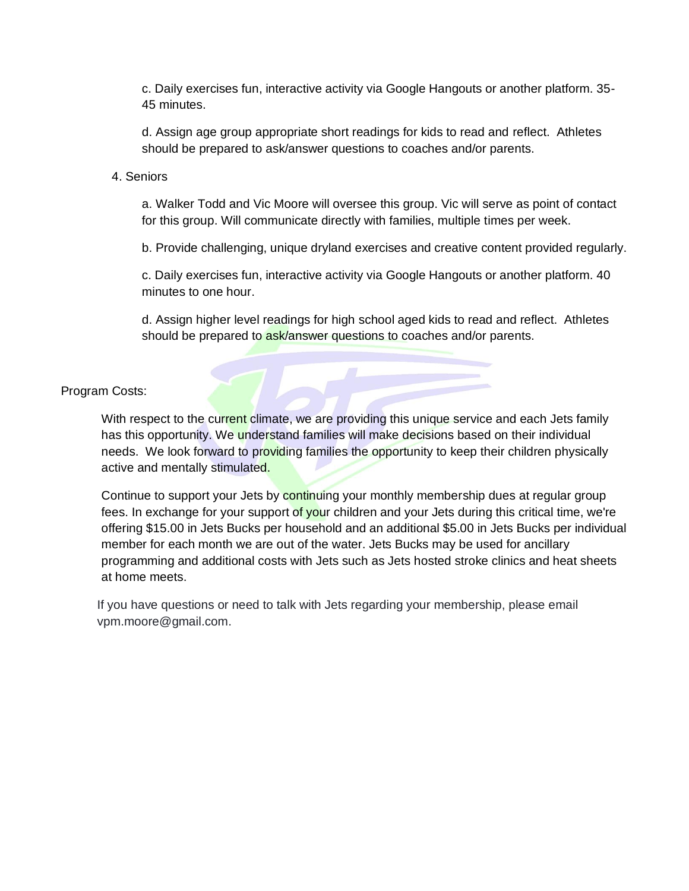c. Daily exercises fun, interactive activity via Google Hangouts or another platform. 35-45 minutes.

d. Assign age group appropriate short readings for kids to read and reflect. Athletes should be prepared to ask/answer questions to coaches and/or parents.

4. Seniors

   a. Walker Todd and Vic Moore will oversee this group. Vic will serve as point of contact for this group. Will communicate directly with families, multiple times per week.

   b. Provide challenging, unique dryland exercises and creative content provided regularly.

   c. Daily exercises fun, interactive activity via Google Hangouts or another platform. 40 minutes to one hour.

   d. Assign higher level readings for high school aged kids to read and reflect. Athletes should be prepared to ask/answer questions to coaches and/or parents.

Program Costs:

With respect to the current climate, we are providing this unique service and each Jets family has this opportunity. We understand families will make decisions based on their individual needs. We look forward to providing families the opportunity to keep their children physically active and mentally stimulated.

Continue to support your Jets by continuing your monthly membership dues at regular group fees. In exchange for your support of your children and your Jets during this critical time, we're offering $15.00 in Jets Bucks per household and an additional $5.00 in Jets Bucks per individual member for each month we are out of the water. Jets Bucks may be used for ancillary programming and additional costs with Jets such as Jets hosted stroke clinics and heat sheets at home meets.

If you have questions or need to talk with Jets regarding your membership, please email vpm.moore@gmail.com.